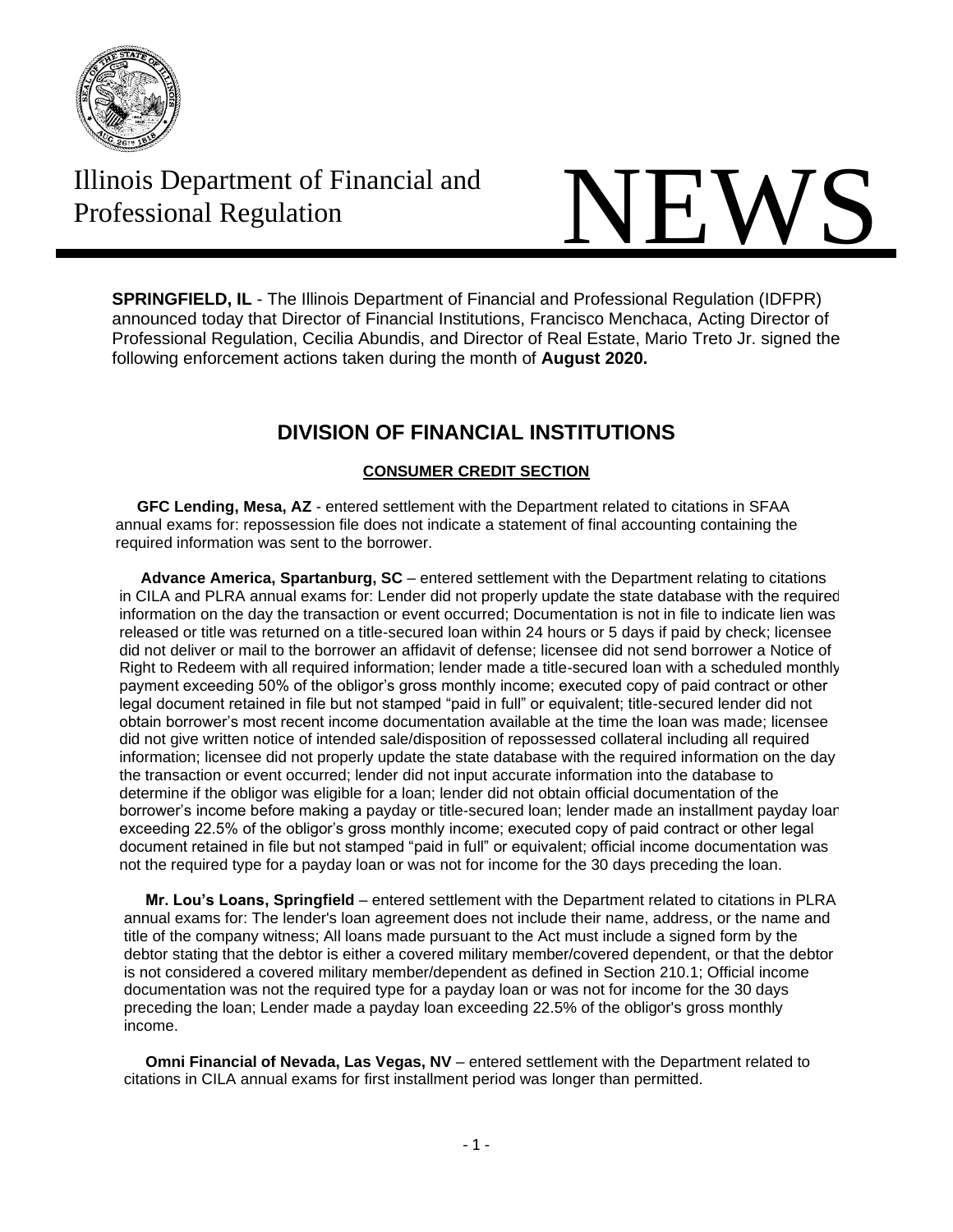Illinois Department of Financial and Professional Regulation

# NEWS

**SPRINGFIELD, IL** - The Illinois Department of Financial and Professional Regulation (IDFPR) announced today that Director of Financial Institutions, Francisco Menchaca, Acting Director of Professional Regulation, Cecilia Abundis, and Director of Real Estate, Mario Treto Jr. signed the following enforcement actions taken during the month of **August 2020.**

## DIVISION OF FINANCIAL INSTITUTIONS

### CONSUMER CREDIT SECTION

**GFC Lending, Mesa, AZ** - entered settlement with the Department related to citations in SFAA annual exams for: repossession file does not indicate a statement of final accounting containing the required information was sent to the borrower.

**Advance America, Spartanburg, SC** – entered settlement with the Department relating to citations in CILA and PLRA annual exams for: Lender did not properly update the state database with the required information on the day the transaction or event occurred; Documentation is not in file to indicate lien was released or title was returned on a title-secured loan within 24 hours or 5 days if paid by check; licensee did not deliver or mail to the borrower an affidavit of defense; licensee did not send borrower a Notice of Right to Redeem with all required information; lender made a title-secured loan with a scheduled monthly payment exceeding 50% of the obligor's gross monthly income; executed copy of paid contract or other legal document retained in file but not stamped "paid in full" or equivalent; title-secured lender did not obtain borrower's most recent income documentation available at the time the loan was made; licensee did not give written notice of intended sale/disposition of repossessed collateral including all required information; licensee did not properly update the state database with the required information on the day the transaction or event occurred; lender did not input accurate information into the database to determine if the obligor was eligible for a loan; lender did not obtain official documentation of the borrower's income before making a payday or title-secured loan; lender made an installment payday loan exceeding 22.5% of the obligor's gross monthly income; executed copy of paid contract or other legal document retained in file but not stamped "paid in full" or equivalent; official income documentation was not the required type for a payday loan or was not for income for the 30 days preceding the loan.

**Mr. Lou's Loans, Springfield** – entered settlement with the Department related to citations in PLRA annual exams for: The lender's loan agreement does not include their name, address, or the name and title of the company witness; All loans made pursuant to the Act must include a signed form by the debtor stating that the debtor is either a covered military member/covered dependent, or that the debtor is not considered a covered military member/dependent as defined in Section 210.1; Official income documentation was not the required type for a payday loan or was not for income for the 30 days preceding the loan; Lender made a payday loan exceeding 22.5% of the obligor's gross monthly income.

**Omni Financial of Nevada, Las Vegas, NV** – entered settlement with the Department related to citations in CILA annual exams for first installment period was longer than permitted.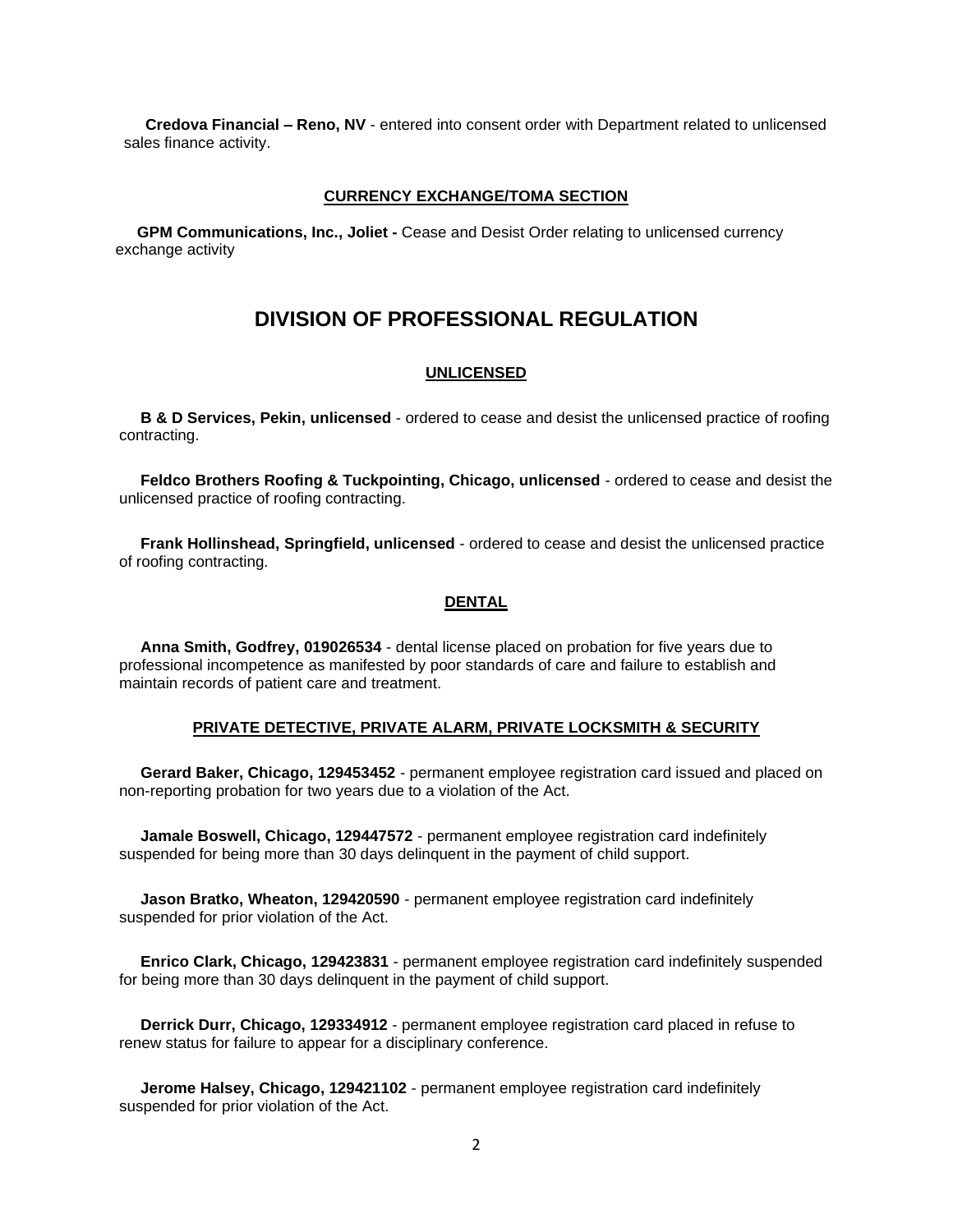**Credova Financial – Reno, NV** - entered into consent order with Department related to unlicensed sales finance activity.

#### CURRENCY EXCHANGE/TOMA SECTION

**GPM Communications, Inc., Joliet -** Cease and Desist Order relating to unlicensed currency exchange activity

## DIVISION OF PROFESSIONAL REGULATION

#### UNLICENSED

**B & D Services, Pekin, unlicensed** - ordered to cease and desist the unlicensed practice of roofing contracting.

**Feldco Brothers Roofing & Tuckpointing, Chicago, unlicensed** - ordered to cease and desist the unlicensed practice of roofing contracting.

**Frank Hollinshead, Springfield, unlicensed** - ordered to cease and desist the unlicensed practice of roofing contracting.

#### DENTAL

**Anna Smith, Godfrey, 019026534** - dental license placed on probation for five years due to professional incompetence as manifested by poor standards of care and failure to establish and maintain records of patient care and treatment.

#### PRIVATE DETECTIVE, PRIVATE ALARM, PRIVATE LOCKSMITH & SECURITY

**Gerard Baker, Chicago, 129453452** - permanent employee registration card issued and placed on non-reporting probation for two years due to a violation of the Act.

**Jamale Boswell, Chicago, 129447572** - permanent employee registration card indefinitely suspended for being more than 30 days delinquent in the payment of child support.

**Jason Bratko, Wheaton, 129420590** - permanent employee registration card indefinitely suspended for prior violation of the Act.

**Enrico Clark, Chicago, 129423831** - permanent employee registration card indefinitely suspended for being more than 30 days delinquent in the payment of child support.

**Derrick Durr, Chicago, 129334912** - permanent employee registration card placed in refuse to renew status for failure to appear for a disciplinary conference.

**Jerome Halsey, Chicago, 129421102** - permanent employee registration card indefinitely suspended for prior violation of the Act.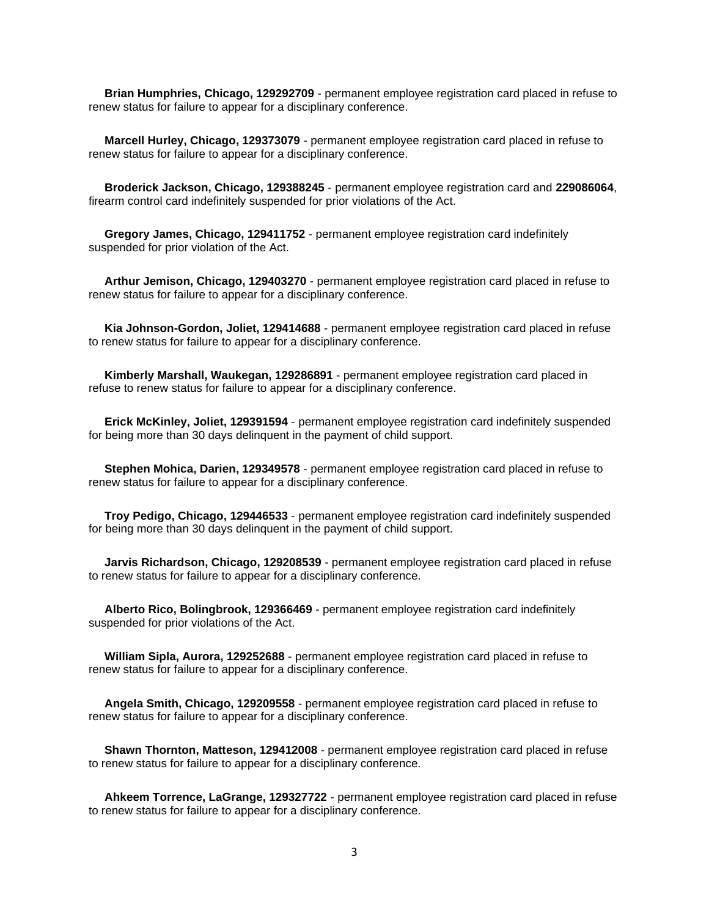**Brian Humphries, Chicago, 129292709** - permanent employee registration card placed in refuse to renew status for failure to appear for a disciplinary conference.

**Marcell Hurley, Chicago, 129373079** - permanent employee registration card placed in refuse to renew status for failure to appear for a disciplinary conference.

**Broderick Jackson, Chicago, 129388245** - permanent employee registration card and **229086064**, firearm control card indefinitely suspended for prior violations of the Act.

**Gregory James, Chicago, 129411752** - permanent employee registration card indefinitely suspended for prior violation of the Act.

**Arthur Jemison, Chicago, 129403270** - permanent employee registration card placed in refuse to renew status for failure to appear for a disciplinary conference.

**Kia Johnson-Gordon, Joliet, 129414688** - permanent employee registration card placed in refuse to renew status for failure to appear for a disciplinary conference.

**Kimberly Marshall, Waukegan, 129286891** - permanent employee registration card placed in refuse to renew status for failure to appear for a disciplinary conference.

**Erick McKinley, Joliet, 129391594** - permanent employee registration card indefinitely suspended for being more than 30 days delinquent in the payment of child support.

**Stephen Mohica, Darien, 129349578** - permanent employee registration card placed in refuse to renew status for failure to appear for a disciplinary conference.

**Troy Pedigo, Chicago, 129446533** - permanent employee registration card indefinitely suspended for being more than 30 days delinquent in the payment of child support.

**Jarvis Richardson, Chicago, 129208539** - permanent employee registration card placed in refuse to renew status for failure to appear for a disciplinary conference.

**Alberto Rico, Bolingbrook, 129366469** - permanent employee registration card indefinitely suspended for prior violations of the Act.

**William Sipla, Aurora, 129252688** - permanent employee registration card placed in refuse to renew status for failure to appear for a disciplinary conference.

**Angela Smith, Chicago, 129209558** - permanent employee registration card placed in refuse to renew status for failure to appear for a disciplinary conference.

**Shawn Thornton, Matteson, 129412008** - permanent employee registration card placed in refuse to renew status for failure to appear for a disciplinary conference.

**Ahkeem Torrence, LaGrange, 129327722** - permanent employee registration card placed in refuse to renew status for failure to appear for a disciplinary conference.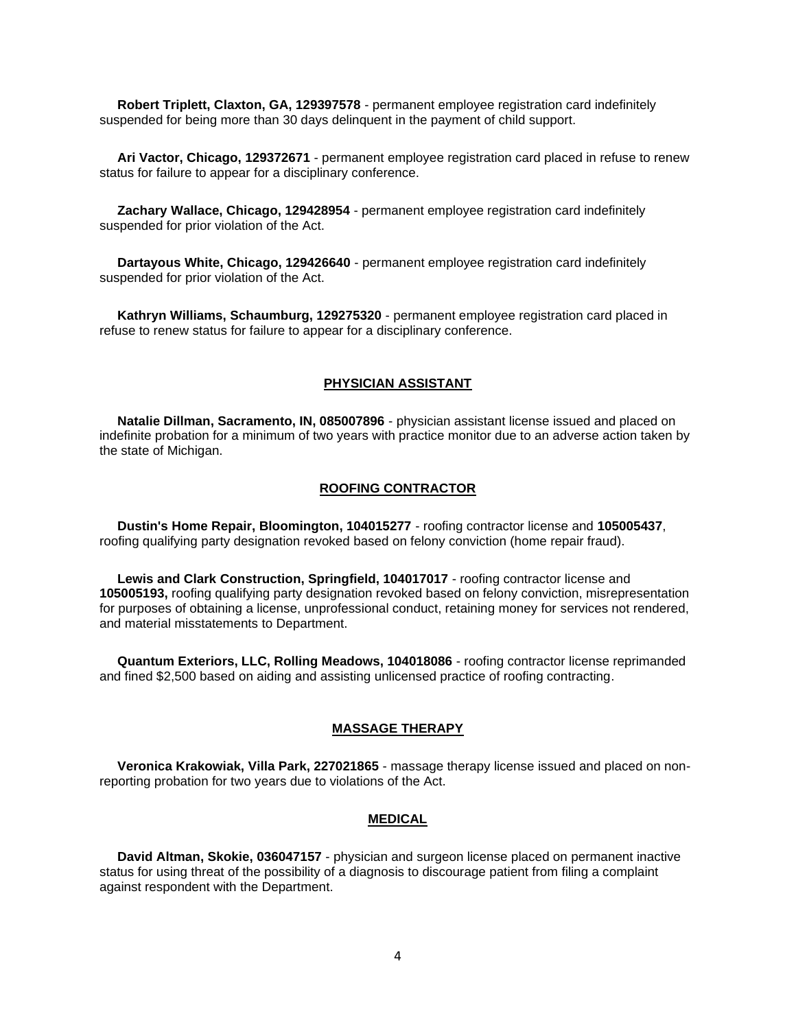**Robert Triplett, Claxton, GA, 129397578** - permanent employee registration card indefinitely suspended for being more than 30 days delinquent in the payment of child support.

**Ari Vactor, Chicago, 129372671** - permanent employee registration card placed in refuse to renew status for failure to appear for a disciplinary conference.

**Zachary Wallace, Chicago, 129428954** - permanent employee registration card indefinitely suspended for prior violation of the Act.

**Dartayous White, Chicago, 129426640** - permanent employee registration card indefinitely suspended for prior violation of the Act.

**Kathryn Williams, Schaumburg, 129275320** - permanent employee registration card placed in refuse to renew status for failure to appear for a disciplinary conference.

## PHYSICIAN ASSISTANT

**Natalie Dillman, Sacramento, IN, 085007896** - physician assistant license issued and placed on indefinite probation for a minimum of two years with practice monitor due to an adverse action taken by the state of Michigan.

## ROOFING CONTRACTOR

**Dustin's Home Repair, Bloomington, 104015277** - roofing contractor license and **105005437**, roofing qualifying party designation revoked based on felony conviction (home repair fraud).

**Lewis and Clark Construction, Springfield, 104017017** - roofing contractor license and **105005193,** roofing qualifying party designation revoked based on felony conviction, misrepresentation for purposes of obtaining a license, unprofessional conduct, retaining money for services not rendered, and material misstatements to Department.

**Quantum Exteriors, LLC, Rolling Meadows, 104018086** - roofing contractor license reprimanded and fined $2,500 based on aiding and assisting unlicensed practice of roofing contracting.

## MASSAGE THERAPY

**Veronica Krakowiak, Villa Park, 227021865** - massage therapy license issued and placed on non-reporting probation for two years due to violations of the Act.

## MEDICAL

**David Altman, Skokie, 036047157** - physician and surgeon license placed on permanent inactive status for using threat of the possibility of a diagnosis to discourage patient from filing a complaint against respondent with the Department.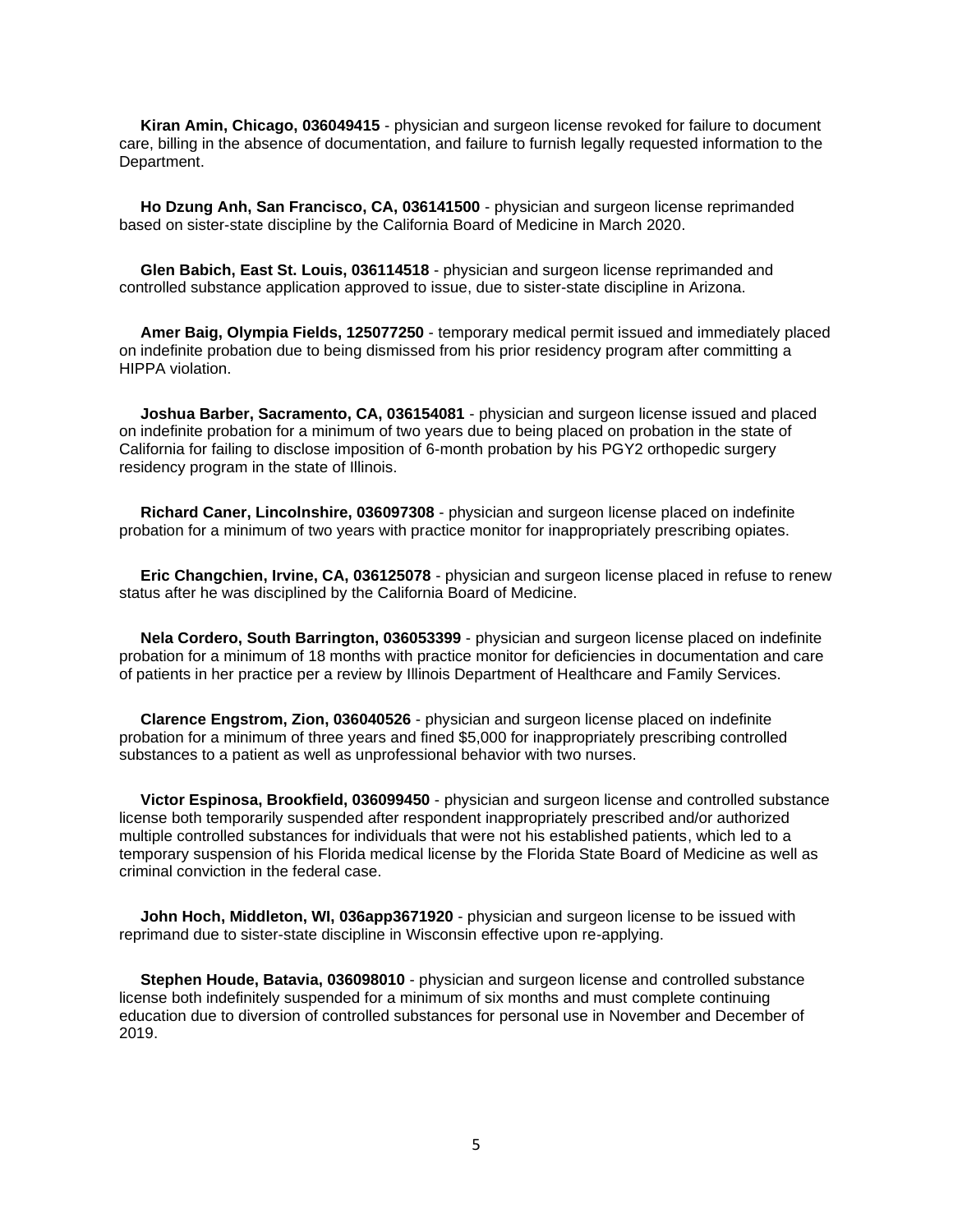**Kiran Amin, Chicago, 036049415** - physician and surgeon license revoked for failure to document care, billing in the absence of documentation, and failure to furnish legally requested information to the Department.

**Ho Dzung Anh, San Francisco, CA, 036141500** - physician and surgeon license reprimanded based on sister-state discipline by the California Board of Medicine in March 2020.

**Glen Babich, East St. Louis, 036114518** - physician and surgeon license reprimanded and controlled substance application approved to issue, due to sister-state discipline in Arizona.

**Amer Baig, Olympia Fields, 125077250** - temporary medical permit issued and immediately placed on indefinite probation due to being dismissed from his prior residency program after committing a HIPPA violation.

**Joshua Barber, Sacramento, CA, 036154081** - physician and surgeon license issued and placed on indefinite probation for a minimum of two years due to being placed on probation in the state of California for failing to disclose imposition of 6-month probation by his PGY2 orthopedic surgery residency program in the state of Illinois.

**Richard Caner, Lincolnshire, 036097308** - physician and surgeon license placed on indefinite probation for a minimum of two years with practice monitor for inappropriately prescribing opiates.

**Eric Changchien, Irvine, CA, 036125078** - physician and surgeon license placed in refuse to renew status after he was disciplined by the California Board of Medicine.

**Nela Cordero, South Barrington, 036053399** - physician and surgeon license placed on indefinite probation for a minimum of 18 months with practice monitor for deficiencies in documentation and care of patients in her practice per a review by Illinois Department of Healthcare and Family Services.

**Clarence Engstrom, Zion, 036040526** - physician and surgeon license placed on indefinite probation for a minimum of three years and fined $5,000 for inappropriately prescribing controlled substances to a patient as well as unprofessional behavior with two nurses.

**Victor Espinosa, Brookfield, 036099450** - physician and surgeon license and controlled substance license both temporarily suspended after respondent inappropriately prescribed and/or authorized multiple controlled substances for individuals that were not his established patients, which led to a temporary suspension of his Florida medical license by the Florida State Board of Medicine as well as criminal conviction in the federal case.

**John Hoch, Middleton, WI, 036app3671920** - physician and surgeon license to be issued with reprimand due to sister-state discipline in Wisconsin effective upon re-applying.

**Stephen Houde, Batavia, 036098010** - physician and surgeon license and controlled substance license both indefinitely suspended for a minimum of six months and must complete continuing education due to diversion of controlled substances for personal use in November and December of 2019.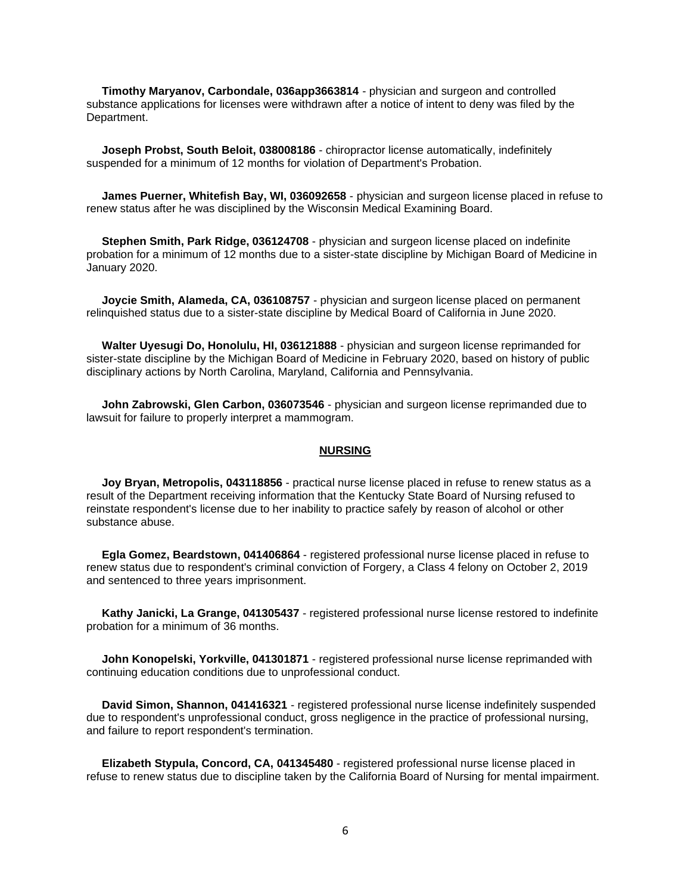**Timothy Maryanov, Carbondale, 036app3663814** - physician and surgeon and controlled substance applications for licenses were withdrawn after a notice of intent to deny was filed by the Department.

**Joseph Probst, South Beloit, 038008186** - chiropractor license automatically, indefinitely suspended for a minimum of 12 months for violation of Department's Probation.

**James Puerner, Whitefish Bay, WI, 036092658** - physician and surgeon license placed in refuse to renew status after he was disciplined by the Wisconsin Medical Examining Board.

**Stephen Smith, Park Ridge, 036124708** - physician and surgeon license placed on indefinite probation for a minimum of 12 months due to a sister-state discipline by Michigan Board of Medicine in January 2020.

**Joycie Smith, Alameda, CA, 036108757** - physician and surgeon license placed on permanent relinquished status due to a sister-state discipline by Medical Board of California in June 2020.

**Walter Uyesugi Do, Honolulu, HI, 036121888** - physician and surgeon license reprimanded for sister-state discipline by the Michigan Board of Medicine in February 2020, based on history of public disciplinary actions by North Carolina, Maryland, California and Pennsylvania.

**John Zabrowski, Glen Carbon, 036073546** - physician and surgeon license reprimanded due to lawsuit for failure to properly interpret a mammogram.

## NURSING

**Joy Bryan, Metropolis, 043118856** - practical nurse license placed in refuse to renew status as a result of the Department receiving information that the Kentucky State Board of Nursing refused to reinstate respondent's license due to her inability to practice safely by reason of alcohol or other substance abuse.

**Egla Gomez, Beardstown, 041406864** - registered professional nurse license placed in refuse to renew status due to respondent's criminal conviction of Forgery, a Class 4 felony on October 2, 2019 and sentenced to three years imprisonment.

**Kathy Janicki, La Grange, 041305437** - registered professional nurse license restored to indefinite probation for a minimum of 36 months.

**John Konopelski, Yorkville, 041301871** - registered professional nurse license reprimanded with continuing education conditions due to unprofessional conduct.

**David Simon, Shannon, 041416321** - registered professional nurse license indefinitely suspended due to respondent's unprofessional conduct, gross negligence in the practice of professional nursing, and failure to report respondent's termination.

**Elizabeth Stypula, Concord, CA, 041345480** - registered professional nurse license placed in refuse to renew status due to discipline taken by the California Board of Nursing for mental impairment.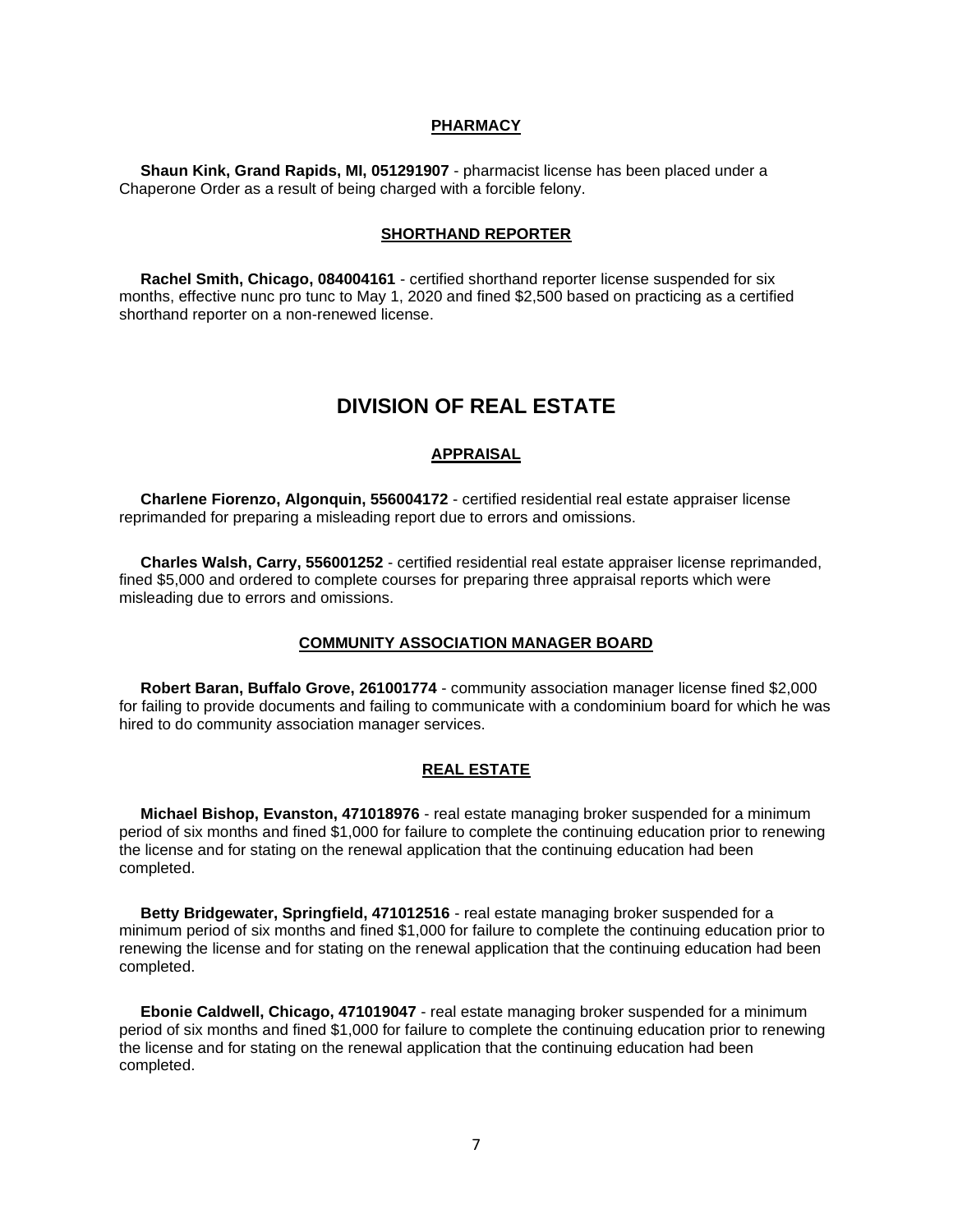### PHARMACY

**Shaun Kink, Grand Rapids, MI, 051291907** - pharmacist license has been placed under a Chaperone Order as a result of being charged with a forcible felony.

### SHORTHAND REPORTER

**Rachel Smith, Chicago, 084004161** - certified shorthand reporter license suspended for six months, effective nunc pro tunc to May 1, 2020 and fined $2,500 based on practicing as a certified shorthand reporter on a non-renewed license.

## DIVISION OF REAL ESTATE

### APPRAISAL

**Charlene Fiorenzo, Algonquin, 556004172** - certified residential real estate appraiser license reprimanded for preparing a misleading report due to errors and omissions.

**Charles Walsh, Carry, 556001252** - certified residential real estate appraiser license reprimanded, fined $5,000 and ordered to complete courses for preparing three appraisal reports which were misleading due to errors and omissions.

### COMMUNITY ASSOCIATION MANAGER BOARD

**Robert Baran, Buffalo Grove, 261001774** - community association manager license fined $2,000 for failing to provide documents and failing to communicate with a condominium board for which he was hired to do community association manager services.

### REAL ESTATE

**Michael Bishop, Evanston, 471018976** - real estate managing broker suspended for a minimum period of six months and fined $1,000 for failure to complete the continuing education prior to renewing the license and for stating on the renewal application that the continuing education had been completed.

**Betty Bridgewater, Springfield, 471012516** - real estate managing broker suspended for a minimum period of six months and fined $1,000 for failure to complete the continuing education prior to renewing the license and for stating on the renewal application that the continuing education had been completed.

**Ebonie Caldwell, Chicago, 471019047** - real estate managing broker suspended for a minimum period of six months and fined $1,000 for failure to complete the continuing education prior to renewing the license and for stating on the renewal application that the continuing education had been completed.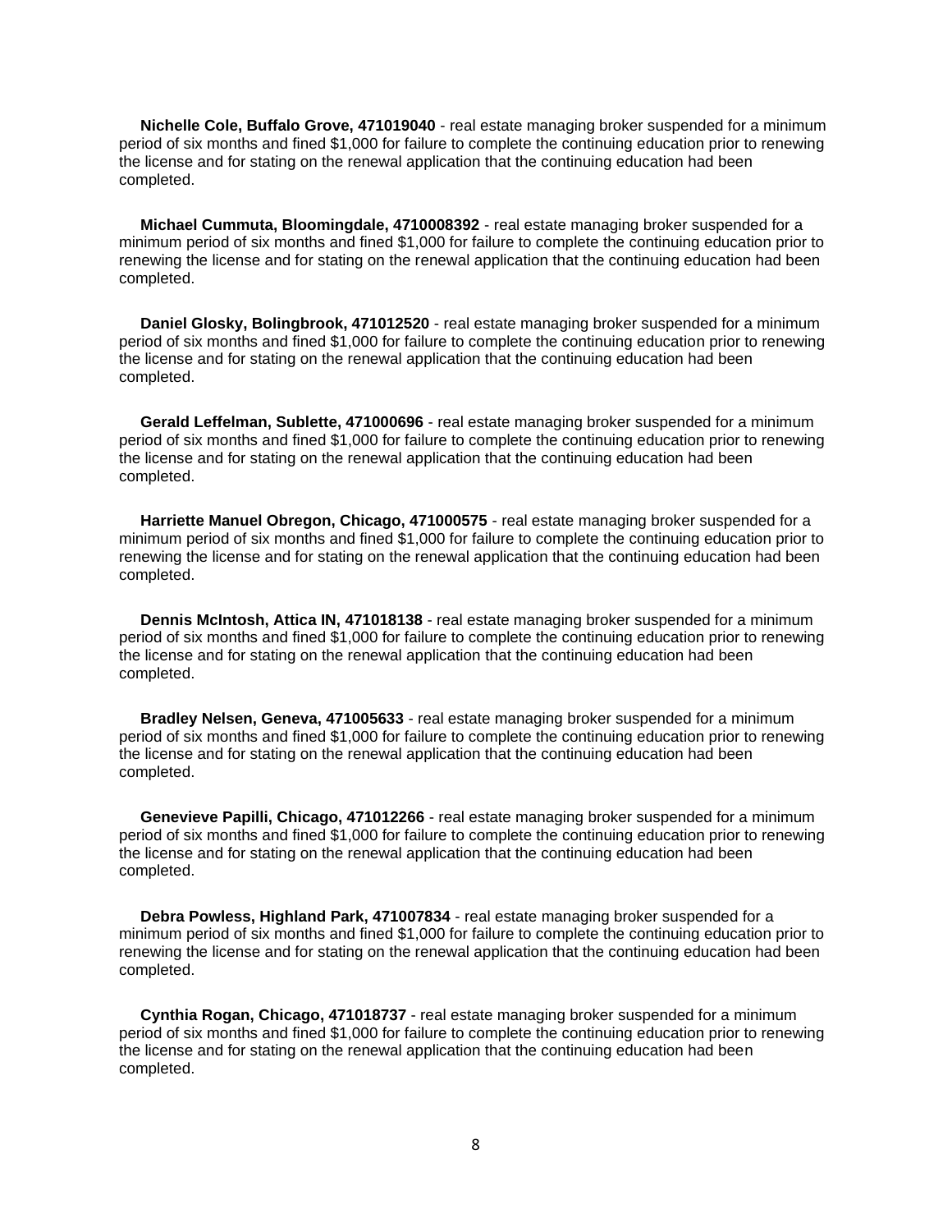**Nichelle Cole, Buffalo Grove, 471019040** - real estate managing broker suspended for a minimum period of six months and fined $1,000 for failure to complete the continuing education prior to renewing the license and for stating on the renewal application that the continuing education had been completed.

**Michael Cummuta, Bloomingdale, 4710008392** - real estate managing broker suspended for a minimum period of six months and fined $1,000 for failure to complete the continuing education prior to renewing the license and for stating on the renewal application that the continuing education had been completed.

**Daniel Glosky, Bolingbrook, 471012520** - real estate managing broker suspended for a minimum period of six months and fined $1,000 for failure to complete the continuing education prior to renewing the license and for stating on the renewal application that the continuing education had been completed.

**Gerald Leffelman, Sublette, 471000696** - real estate managing broker suspended for a minimum period of six months and fined $1,000 for failure to complete the continuing education prior to renewing the license and for stating on the renewal application that the continuing education had been completed.

**Harriette Manuel Obregon, Chicago, 471000575** - real estate managing broker suspended for a minimum period of six months and fined $1,000 for failure to complete the continuing education prior to renewing the license and for stating on the renewal application that the continuing education had been completed.

**Dennis McIntosh, Attica IN, 471018138** - real estate managing broker suspended for a minimum period of six months and fined $1,000 for failure to complete the continuing education prior to renewing the license and for stating on the renewal application that the continuing education had been completed.

**Bradley Nelsen, Geneva, 471005633** - real estate managing broker suspended for a minimum period of six months and fined $1,000 for failure to complete the continuing education prior to renewing the license and for stating on the renewal application that the continuing education had been completed.

**Genevieve Papilli, Chicago, 471012266** - real estate managing broker suspended for a minimum period of six months and fined $1,000 for failure to complete the continuing education prior to renewing the license and for stating on the renewal application that the continuing education had been completed.

**Debra Powless, Highland Park, 471007834** - real estate managing broker suspended for a minimum period of six months and fined $1,000 for failure to complete the continuing education prior to renewing the license and for stating on the renewal application that the continuing education had been completed.

**Cynthia Rogan, Chicago, 471018737** - real estate managing broker suspended for a minimum period of six months and fined $1,000 for failure to complete the continuing education prior to renewing the license and for stating on the renewal application that the continuing education had been completed.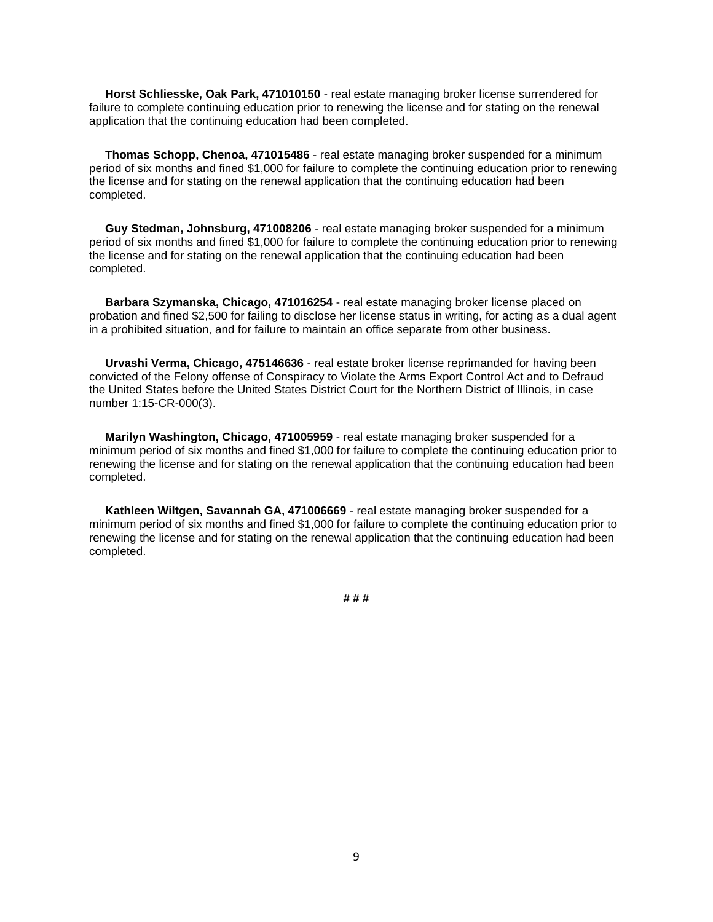**Horst Schliesske, Oak Park, 471010150** - real estate managing broker license surrendered for failure to complete continuing education prior to renewing the license and for stating on the renewal application that the continuing education had been completed.

**Thomas Schopp, Chenoa, 471015486** - real estate managing broker suspended for a minimum period of six months and fined $1,000 for failure to complete the continuing education prior to renewing the license and for stating on the renewal application that the continuing education had been completed.

**Guy Stedman, Johnsburg, 471008206** - real estate managing broker suspended for a minimum period of six months and fined $1,000 for failure to complete the continuing education prior to renewing the license and for stating on the renewal application that the continuing education had been completed.

**Barbara Szymanska, Chicago, 471016254** - real estate managing broker license placed on probation and fined $2,500 for failing to disclose her license status in writing, for acting as a dual agent in a prohibited situation, and for failure to maintain an office separate from other business.

**Urvashi Verma, Chicago, 475146636** - real estate broker license reprimanded for having been convicted of the Felony offense of Conspiracy to Violate the Arms Export Control Act and to Defraud the United States before the United States District Court for the Northern District of Illinois, in case number 1:15-CR-000(3).

**Marilyn Washington, Chicago, 471005959** - real estate managing broker suspended for a minimum period of six months and fined $1,000 for failure to complete the continuing education prior to renewing the license and for stating on the renewal application that the continuing education had been completed.

**Kathleen Wiltgen, Savannah GA, 471006669** - real estate managing broker suspended for a minimum period of six months and fined $1,000 for failure to complete the continuing education prior to renewing the license and for stating on the renewal application that the continuing education had been completed.

# # #